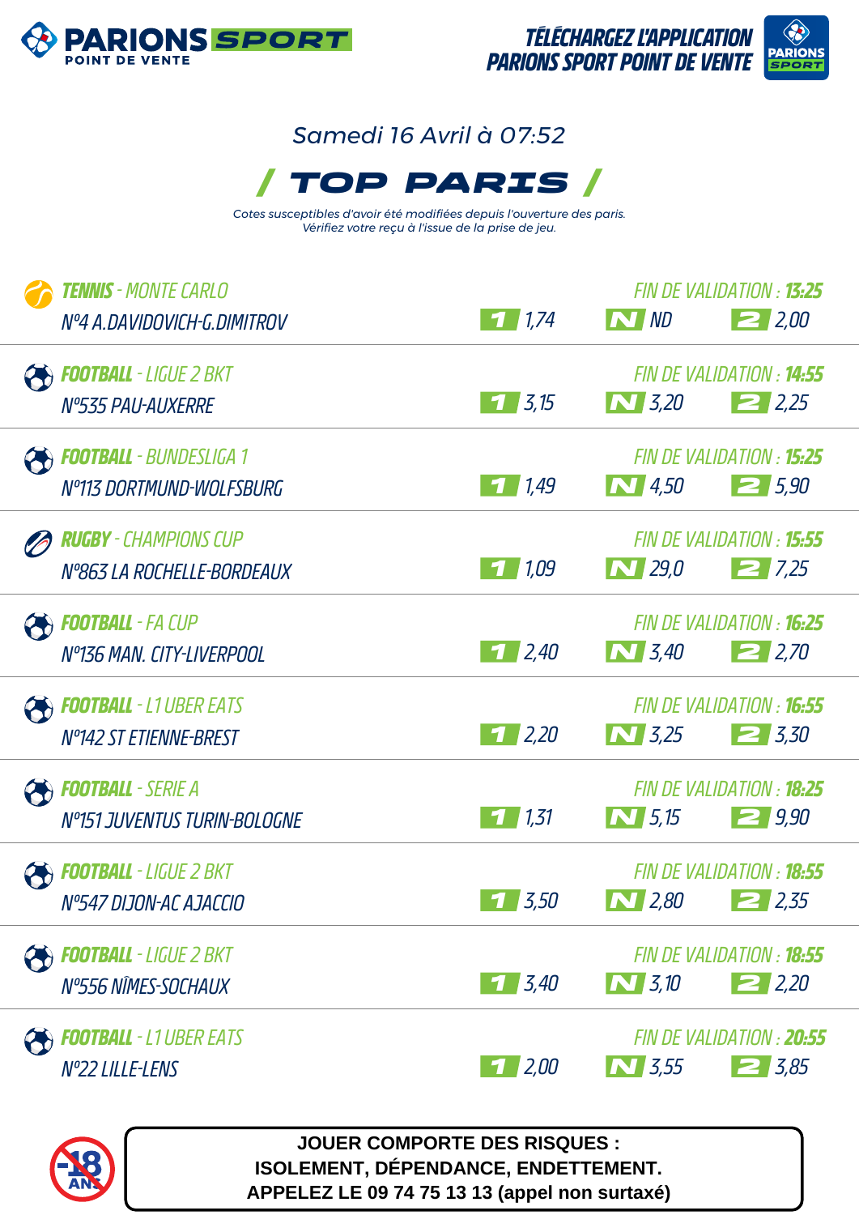**PARIONS SPORT** POINT DE VENTE

TÉLÉCHARGEZ L'APPLICATION PARIONS SPORT POINT DE VENTE

Samedi 16 Avril à 07:52

# / TOP PARIS /

*Cotes susceptibles d'avoir été modifiées depuis l'ouverture des paris. Vérifiez votre reçu à l'issue de la prise de jeu.*

| Sport - Compétition | Match | Fin de validation | 1 | N | 2 |
|---|---|---|---|---|---|
| **TENNIS** - MONTE CARLO | N°4 A.DAVIDOVICH-G.DIMITROV | 13:25 | 1,74 | ND | 2,00 |
| **FOOTBALL** - LIGUE 2 BKT | N°535 PAU-AUXERRE | 14:55 | 3,15 | 3,20 | 2,25 |
| **FOOTBALL** - BUNDESLIGA 1 | N°113 DORTMUND-WOLFSBURG | 15:25 | 1,49 | 4,50 | 5,90 |
| **RUGBY** - CHAMPIONS CUP | N°863 LA ROCHELLE-BORDEAUX | 15:55 | 1,09 | 29,0 | 7,25 |
| **FOOTBALL** - FA CUP | N°136 MAN. CITY-LIVERPOOL | 16:25 | 2,40 | 3,40 | 2,70 |
| **FOOTBALL** - L1 UBER EATS | N°142 ST ETIENNE-BREST | 16:55 | 2,20 | 3,25 | 3,30 |
| **FOOTBALL** - SERIE A | N°151 JUVENTUS TURIN-BOLOGNE | 18:25 | 1,31 | 5,15 | 9,90 |
| **FOOTBALL** - LIGUE 2 BKT | N°547 DIJON-AC AJACCIO | 18:55 | 3,50 | 2,80 | 2,35 |
| **FOOTBALL** - LIGUE 2 BKT | N°556 NÎMES-SOCHAUX | 18:55 | 3,40 | 3,10 | 2,20 |
| **FOOTBALL** - L1 UBER EATS | N°22 LILLE-LENS | 20:55 | 2,00 | 3,55 | 3,85 |

-18 ANS

**JOUER COMPORTE DES RISQUES : ISOLEMENT, DÉPENDANCE, ENDETTEMENT. APPELEZ LE 09 74 75 13 13 (appel non surtaxé)**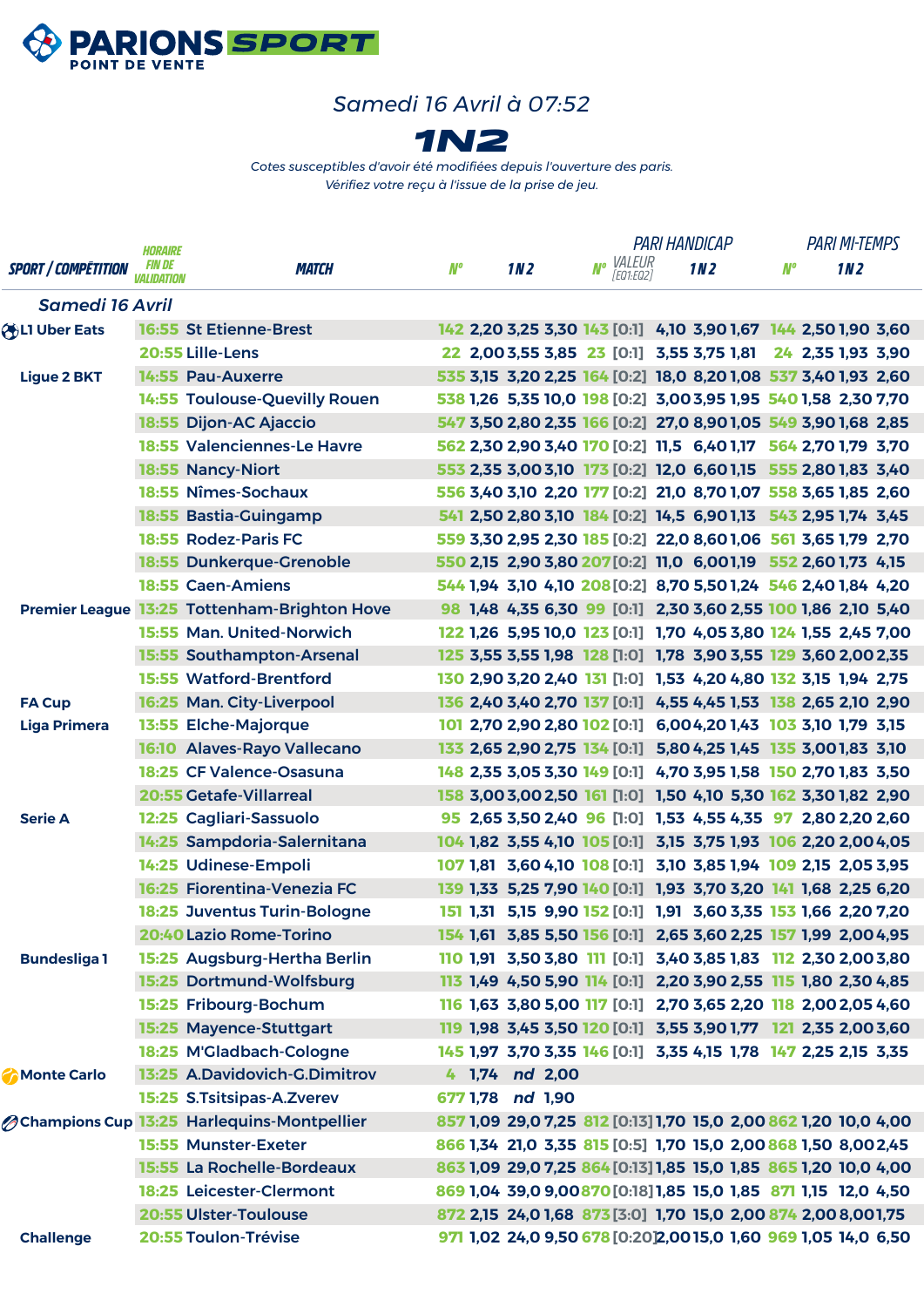PARIONS SPORT POINT DE VENTE

*Samedi 16 Avril à 07:52*

# 1N2

*Cotes susceptibles d'avoir été modifiées depuis l'ouverture des paris.*
*Vérifiez votre reçu à l'issue de la prise de jeu.*

| SPORT / COMPÉTITION | HORAIRE FIN DE VALIDATION | MATCH | N° | 1 | N | 2 | PARI HANDICAP N° | VALEUR [EQ1:EQ2] | 1 | N | 2 | PARI MI-TEMPS N° | 1 | N | 2 |
|---|---|---|---|---|---|---|---|---|---|---|---|---|---|---|---|
| *Samedi 16 Avril* | | | | | | | | | | | | | | | |
| L1 Uber Eats | 16:55 | St Etienne-Brest | 142 | 2,20 | 3,25 | 3,30 | 143 | [0:1] | 4,10 | 3,90 | 1,67 | 144 | 2,50 | 1,90 | 3,60 |
| | 20:55 | Lille-Lens | 22 | 2,00 | 3,55 | 3,85 | 23 | [0:1] | 3,55 | 3,75 | 1,81 | 24 | 2,35 | 1,93 | 3,90 |
| Ligue 2 BKT | 14:55 | Pau-Auxerre | 535 | 3,15 | 3,20 | 2,25 | 164 | [0:2] | 18,0 | 8,20 | 1,08 | 537 | 3,40 | 1,93 | 2,60 |
| | 14:55 | Toulouse-Quevilly Rouen | 538 | 1,26 | 5,35 | 10,0 | 198 | [0:2] | 3,00 | 3,95 | 1,95 | 540 | 1,58 | 2,30 | 7,70 |
| | 18:55 | Dijon-AC Ajaccio | 547 | 3,50 | 2,80 | 2,35 | 166 | [0:2] | 27,0 | 8,90 | 1,05 | 549 | 3,90 | 1,68 | 2,85 |
| | 18:55 | Valenciennes-Le Havre | 562 | 2,30 | 2,90 | 3,40 | 170 | [0:2] | 11,5 | 6,40 | 1,17 | 564 | 2,70 | 1,79 | 3,70 |
| | 18:55 | Nancy-Niort | 553 | 2,35 | 3,00 | 3,10 | 173 | [0:2] | 12,0 | 6,60 | 1,15 | 555 | 2,80 | 1,83 | 3,40 |
| | 18:55 | Nîmes-Sochaux | 556 | 3,40 | 3,10 | 2,20 | 177 | [0:2] | 21,0 | 8,70 | 1,07 | 558 | 3,65 | 1,85 | 2,60 |
| | 18:55 | Bastia-Guingamp | 541 | 2,50 | 2,80 | 3,10 | 184 | [0:2] | 14,5 | 6,90 | 1,13 | 543 | 2,95 | 1,74 | 3,45 |
| | 18:55 | Rodez-Paris FC | 559 | 3,30 | 2,95 | 2,30 | 185 | [0:2] | 22,0 | 8,60 | 1,06 | 561 | 3,65 | 1,79 | 2,70 |
| | 18:55 | Dunkerque-Grenoble | 550 | 2,15 | 2,90 | 3,80 | 207 | [0:2] | 11,0 | 6,00 | 1,19 | 552 | 2,60 | 1,73 | 4,15 |
| | 18:55 | Caen-Amiens | 544 | 1,94 | 3,10 | 4,10 | 208 | [0:2] | 8,70 | 5,50 | 1,24 | 546 | 2,40 | 1,84 | 4,20 |
| Premier League | 13:25 | Tottenham-Brighton Hove | 98 | 1,48 | 4,35 | 6,30 | 99 | [0:1] | 2,30 | 3,60 | 2,55 | 100 | 1,86 | 2,10 | 5,40 |
| | 15:55 | Man. United-Norwich | 122 | 1,26 | 5,95 | 10,0 | 123 | [0:1] | 1,70 | 4,05 | 3,80 | 124 | 1,55 | 2,45 | 7,00 |
| | 15:55 | Southampton-Arsenal | 125 | 3,55 | 3,55 | 1,98 | 128 | [1:0] | 1,78 | 3,90 | 3,55 | 129 | 3,60 | 2,00 | 2,35 |
| | 15:55 | Watford-Brentford | 130 | 2,90 | 3,20 | 2,40 | 131 | [1:0] | 1,53 | 4,20 | 4,80 | 132 | 3,15 | 1,94 | 2,75 |
| FA Cup | 16:25 | Man. City-Liverpool | 136 | 2,40 | 3,40 | 2,70 | 137 | [0:1] | 4,55 | 4,45 | 1,53 | 138 | 2,65 | 2,10 | 2,90 |
| Liga Primera | 13:55 | Elche-Majorque | 101 | 2,70 | 2,90 | 2,80 | 102 | [0:1] | 6,00 | 4,20 | 1,43 | 103 | 3,10 | 1,79 | 3,15 |
| | 16:10 | Alaves-Rayo Vallecano | 133 | 2,65 | 2,90 | 2,75 | 134 | [0:1] | 5,80 | 4,25 | 1,45 | 135 | 3,00 | 1,83 | 3,10 |
| | 18:25 | CF Valence-Osasuna | 148 | 2,35 | 3,05 | 3,30 | 149 | [0:1] | 4,70 | 3,95 | 1,58 | 150 | 2,70 | 1,83 | 3,50 |
| | 20:55 | Getafe-Villarreal | 158 | 3,00 | 3,00 | 2,50 | 161 | [1:0] | 1,50 | 4,10 | 5,30 | 162 | 3,30 | 1,82 | 2,90 |
| Serie A | 12:25 | Cagliari-Sassuolo | 95 | 2,65 | 3,50 | 2,40 | 96 | [1:0] | 1,53 | 4,55 | 4,35 | 97 | 2,80 | 2,20 | 2,60 |
| | 14:25 | Sampdoria-Salernitana | 104 | 1,82 | 3,55 | 4,10 | 105 | [0:1] | 3,15 | 3,75 | 1,93 | 106 | 2,20 | 2,00 | 4,05 |
| | 14:25 | Udinese-Empoli | 107 | 1,81 | 3,60 | 4,10 | 108 | [0:1] | 3,10 | 3,85 | 1,94 | 109 | 2,15 | 2,05 | 3,95 |
| | 16:25 | Fiorentina-Venezia FC | 139 | 1,33 | 5,25 | 7,90 | 140 | [0:1] | 1,93 | 3,70 | 3,20 | 141 | 1,68 | 2,25 | 6,20 |
| | 18:25 | Juventus Turin-Bologne | 151 | 1,31 | 5,15 | 9,90 | 152 | [0:1] | 1,91 | 3,60 | 3,35 | 153 | 1,66 | 2,20 | 7,20 |
| | 20:40 | Lazio Rome-Torino | 154 | 1,61 | 3,85 | 5,50 | 156 | [0:1] | 2,65 | 3,60 | 2,25 | 157 | 1,99 | 2,00 | 4,95 |
| Bundesliga 1 | 15:25 | Augsburg-Hertha Berlin | 110 | 1,91 | 3,50 | 3,80 | 111 | [0:1] | 3,40 | 3,85 | 1,83 | 112 | 2,30 | 2,00 | 3,80 |
| | 15:25 | Dortmund-Wolfsburg | 113 | 1,49 | 4,50 | 5,90 | 114 | [0:1] | 2,20 | 3,90 | 2,55 | 115 | 1,80 | 2,30 | 4,85 |
| | 15:25 | Fribourg-Bochum | 116 | 1,63 | 3,80 | 5,00 | 117 | [0:1] | 2,70 | 3,65 | 2,20 | 118 | 2,00 | 2,05 | 4,60 |
| | 15:25 | Mayence-Stuttgart | 119 | 1,98 | 3,45 | 3,50 | 120 | [0:1] | 3,55 | 3,90 | 1,77 | 121 | 2,35 | 2,00 | 3,60 |
| | 18:25 | M'Gladbach-Cologne | 145 | 1,97 | 3,70 | 3,35 | 146 | [0:1] | 3,35 | 4,15 | 1,78 | 147 | 2,25 | 2,15 | 3,35 |
| Monte Carlo | 13:25 | A.Davidovich-G.Dimitrov | 4 | 1,74 | nd | 2,00 | | | | | | | | | |
| | 15:25 | S.Tsitsipas-A.Zverev | 677 | 1,78 | nd | 1,90 | | | | | | | | | |
| Champions Cup | 13:25 | Harlequins-Montpellier | 857 | 1,09 | 29,0 | 7,25 | 812 | [0:13] | 1,70 | 15,0 | 2,00 | 862 | 1,20 | 10,0 | 4,00 |
| | 15:55 | Munster-Exeter | 866 | 1,34 | 21,0 | 3,35 | 815 | [0:5] | 1,70 | 15,0 | 2,00 | 868 | 1,50 | 8,00 | 2,45 |
| | 15:55 | La Rochelle-Bordeaux | 863 | 1,09 | 29,0 | 7,25 | 864 | [0:13] | 1,85 | 15,0 | 1,85 | 865 | 1,20 | 10,0 | 4,00 |
| | 18:25 | Leicester-Clermont | 869 | 1,04 | 39,0 | 9,00 | 870 | [0:18] | 1,85 | 15,0 | 1,85 | 871 | 1,15 | 12,0 | 4,50 |
| | 20:55 | Ulster-Toulouse | 872 | 2,15 | 24,0 | 1,68 | 873 | [3:0] | 1,70 | 15,0 | 2,00 | 874 | 2,00 | 8,00 | 1,75 |
| Challenge | 20:55 | Toulon-Trévise | 971 | 1,02 | 24,0 | 9,50 | 678 | [0:20] | 2,00 | 15,0 | 1,60 | 969 | 1,05 | 14,0 | 6,50 |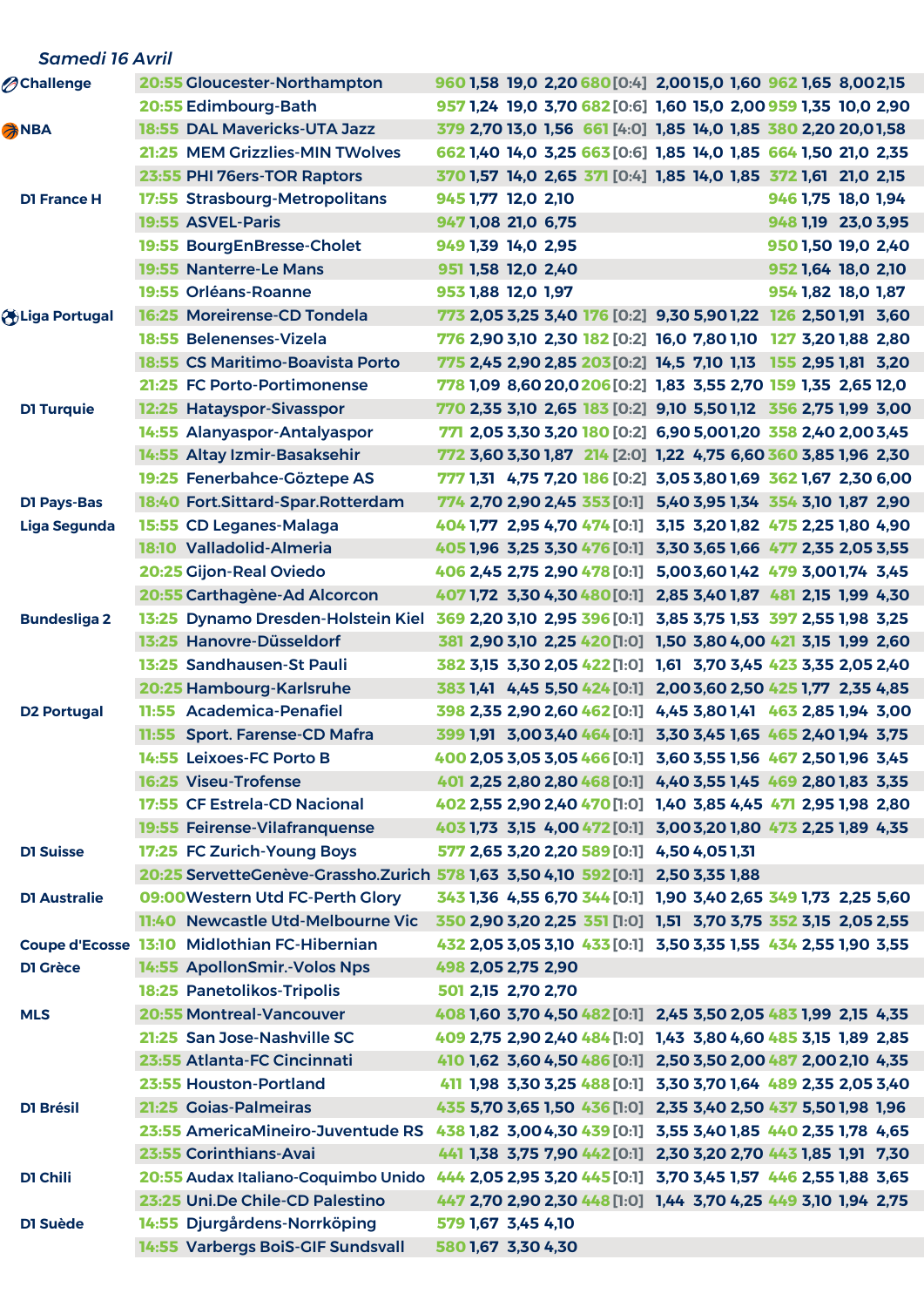*Samedi 16 Avril*

| Compétition | Heure | Match | N° | 1 | N | 2 | N° | Handicap | 1 | N | 2 | N° | 1N | 12 | N2 |
|---|---|---|---|---|---|---|---|---|---|---|---|---|---|---|---|
| Challenge | 20:55 | Gloucester-Northampton | 960 | 1,58 | 19,0 | 2,20 | 680 | [0:4] | 2,00 | 15,0 | 1,60 | 962 | 1,65 | 8,00 | 2,15 |
| | 20:55 | Edimbourg-Bath | 957 | 1,24 | 19,0 | 3,70 | 682 | [0:6] | 1,60 | 15,0 | 2,00 | 959 | 1,35 | 10,0 | 2,90 |
| NBA | 18:55 | DAL Mavericks-UTA Jazz | 379 | 2,70 | 13,0 | 1,56 | 661 | [4:0] | 1,85 | 14,0 | 1,85 | 380 | 2,20 | 20,0 | 1,58 |
| | 21:25 | MEM Grizzlies-MIN TWolves | 662 | 1,40 | 14,0 | 3,25 | 663 | [0:6] | 1,85 | 14,0 | 1,85 | 664 | 1,50 | 21,0 | 2,35 |
| | 23:55 | PHI 76ers-TOR Raptors | 370 | 1,57 | 14,0 | 2,65 | 371 | [0:4] | 1,85 | 14,0 | 1,85 | 372 | 1,61 | 21,0 | 2,15 |
| D1 France H | 17:55 | Strasbourg-Metropolitans | 945 | 1,77 | 12,0 | 2,10 | | | | | | 946 | 1,75 | 18,0 | 1,94 |
| | 19:55 | ASVEL-Paris | 947 | 1,08 | 21,0 | 6,75 | | | | | | 948 | 1,19 | 23,0 | 3,95 |
| | 19:55 | BourgEnBresse-Cholet | 949 | 1,39 | 14,0 | 2,95 | | | | | | 950 | 1,50 | 19,0 | 2,40 |
| | 19:55 | Nanterre-Le Mans | 951 | 1,58 | 12,0 | 2,40 | | | | | | 952 | 1,64 | 18,0 | 2,10 |
| | 19:55 | Orléans-Roanne | 953 | 1,88 | 12,0 | 1,97 | | | | | | 954 | 1,82 | 18,0 | 1,87 |
| Liga Portugal | 16:25 | Moreirense-CD Tondela | 773 | 2,05 | 3,25 | 3,40 | 176 | [0:2] | 9,30 | 5,90 | 1,22 | 126 | 2,50 | 1,91 | 3,60 |
| | 18:55 | Belenenses-Vizela | 776 | 2,90 | 3,10 | 2,30 | 182 | [0:2] | 16,0 | 7,80 | 1,10 | 127 | 3,20 | 1,88 | 2,80 |
| | 18:55 | CS Maritimo-Boavista Porto | 775 | 2,45 | 2,90 | 2,85 | 203 | [0:2] | 14,5 | 7,10 | 1,13 | 155 | 2,95 | 1,81 | 3,20 |
| | 21:25 | FC Porto-Portimonense | 778 | 1,09 | 8,60 | 20,0 | 206 | [0:2] | 1,83 | 3,55 | 2,70 | 159 | 1,35 | 2,65 | 12,0 |
| D1 Turquie | 12:25 | Hatayspor-Sivasspor | 770 | 2,35 | 3,10 | 2,65 | 183 | [0:2] | 9,10 | 5,50 | 1,12 | 356 | 2,75 | 1,99 | 3,00 |
| | 14:55 | Alanyaspor-Antalyaspor | 771 | 2,05 | 3,30 | 3,20 | 180 | [0:2] | 6,90 | 5,00 | 1,20 | 358 | 2,40 | 2,00 | 3,45 |
| | 14:55 | Altay Izmir-Basaksehir | 772 | 3,60 | 3,30 | 1,87 | 214 | [2:0] | 1,22 | 4,75 | 6,60 | 360 | 3,85 | 1,96 | 2,30 |
| | 19:25 | Fenerbahce-Göztepe AS | 777 | 1,31 | 4,75 | 7,20 | 186 | [0:2] | 3,05 | 3,80 | 1,69 | 362 | 1,67 | 2,30 | 6,00 |
| D1 Pays-Bas | 18:40 | Fort.Sittard-Spar.Rotterdam | 774 | 2,70 | 2,90 | 2,45 | 353 | [0:1] | 5,40 | 3,95 | 1,34 | 354 | 3,10 | 1,87 | 2,90 |
| Liga Segunda | 15:55 | CD Leganes-Malaga | 404 | 1,77 | 2,95 | 4,70 | 474 | [0:1] | 3,15 | 3,20 | 1,82 | 475 | 2,25 | 1,80 | 4,90 |
| | 18:10 | Valladolid-Almeria | 405 | 1,96 | 3,25 | 3,30 | 476 | [0:1] | 3,30 | 3,65 | 1,66 | 477 | 2,35 | 2,05 | 3,55 |
| | 20:25 | Gijon-Real Oviedo | 406 | 2,45 | 2,75 | 2,90 | 478 | [0:1] | 5,00 | 3,60 | 1,42 | 479 | 3,00 | 1,74 | 3,45 |
| | 20:55 | Carthagène-Ad Alcorcon | 407 | 1,72 | 3,30 | 4,30 | 480 | [0:1] | 2,85 | 3,40 | 1,87 | 481 | 2,15 | 1,99 | 4,30 |
| Bundesliga 2 | 13:25 | Dynamo Dresden-Holstein Kiel | 369 | 2,20 | 3,10 | 2,95 | 396 | [0:1] | 3,85 | 3,75 | 1,53 | 397 | 2,55 | 1,98 | 3,25 |
| | 13:25 | Hanovre-Düsseldorf | 381 | 2,90 | 3,10 | 2,25 | 420 | [1:0] | 1,50 | 3,80 | 4,00 | 421 | 3,15 | 1,99 | 2,60 |
| | 13:25 | Sandhausen-St Pauli | 382 | 3,15 | 3,30 | 2,05 | 422 | [1:0] | 1,61 | 3,70 | 3,45 | 423 | 3,35 | 2,05 | 2,40 |
| | 20:25 | Hambourg-Karlsruhe | 383 | 1,41 | 4,45 | 5,50 | 424 | [0:1] | 2,00 | 3,60 | 2,50 | 425 | 1,77 | 2,35 | 4,85 |
| D2 Portugal | 11:55 | Academica-Penafiel | 398 | 2,35 | 2,90 | 2,60 | 462 | [0:1] | 4,45 | 3,80 | 1,41 | 463 | 2,85 | 1,94 | 3,00 |
| | 11:55 | Sport. Farense-CD Mafra | 399 | 1,91 | 3,00 | 3,40 | 464 | [0:1] | 3,30 | 3,45 | 1,65 | 465 | 2,40 | 1,94 | 3,75 |
| | 14:55 | Leixoes-FC Porto B | 400 | 2,05 | 3,05 | 3,05 | 466 | [0:1] | 3,60 | 3,55 | 1,56 | 467 | 2,50 | 1,96 | 3,45 |
| | 16:25 | Viseu-Trofense | 401 | 2,25 | 2,80 | 2,80 | 468 | [0:1] | 4,40 | 3,55 | 1,45 | 469 | 2,80 | 1,83 | 3,35 |
| | 17:55 | CF Estrela-CD Nacional | 402 | 2,55 | 2,90 | 2,40 | 470 | [1:0] | 1,40 | 3,85 | 4,45 | 471 | 2,95 | 1,98 | 2,80 |
| | 19:55 | Feirense-Vilafranquense | 403 | 1,73 | 3,15 | 4,00 | 472 | [0:1] | 3,00 | 3,20 | 1,80 | 473 | 2,25 | 1,89 | 4,35 |
| D1 Suisse | 17:25 | FC Zurich-Young Boys | 577 | 2,65 | 3,20 | 2,20 | 589 | [0:1] | 4,50 | 4,05 | 1,31 | | | | |
| | 20:25 | ServetteGenève-Grassho.Zurich | 578 | 1,63 | 3,50 | 4,10 | 592 | [0:1] | 2,50 | 3,35 | 1,88 | | | | |
| D1 Australie | 09:00 | Western Utd FC-Perth Glory | 343 | 1,36 | 4,55 | 6,70 | 344 | [0:1] | 1,90 | 3,40 | 2,65 | 349 | 1,73 | 2,25 | 5,60 |
| | 11:40 | Newcastle Utd-Melbourne Vic | 350 | 2,90 | 3,20 | 2,25 | 351 | [1:0] | 1,51 | 3,70 | 3,75 | 352 | 3,15 | 2,05 | 2,55 |
| Coupe d'Ecosse | 13:10 | Midlothian FC-Hibernian | 432 | 2,05 | 3,05 | 3,10 | 433 | [0:1] | 3,50 | 3,35 | 1,55 | 434 | 2,55 | 1,90 | 3,55 |
| D1 Grèce | 14:55 | ApollonSmir.-Volos Nps | 498 | 2,05 | 2,75 | 2,90 | | | | | | | | | |
| | 18:25 | Panetolikos-Tripolis | 501 | 2,15 | 2,70 | 2,70 | | | | | | | | | |
| MLS | 20:55 | Montreal-Vancouver | 408 | 1,60 | 3,70 | 4,50 | 482 | [0:1] | 2,45 | 3,50 | 2,05 | 483 | 1,99 | 2,15 | 4,35 |
| | 21:25 | San Jose-Nashville SC | 409 | 2,75 | 2,90 | 2,40 | 484 | [1:0] | 1,43 | 3,80 | 4,60 | 485 | 3,15 | 1,89 | 2,85 |
| | 23:55 | Atlanta-FC Cincinnati | 410 | 1,62 | 3,60 | 4,50 | 486 | [0:1] | 2,50 | 3,50 | 2,00 | 487 | 2,00 | 2,10 | 4,35 |
| | 23:55 | Houston-Portland | 411 | 1,98 | 3,30 | 3,25 | 488 | [0:1] | 3,30 | 3,70 | 1,64 | 489 | 2,35 | 2,05 | 3,40 |
| D1 Brésil | 21:25 | Goias-Palmeiras | 435 | 5,70 | 3,65 | 1,50 | 436 | [1:0] | 2,35 | 3,40 | 2,50 | 437 | 5,50 | 1,98 | 1,96 |
| | 23:55 | AmericaMineiro-Juventude RS | 438 | 1,82 | 3,00 | 4,30 | 439 | [0:1] | 3,55 | 3,40 | 1,85 | 440 | 2,35 | 1,78 | 4,65 |
| | 23:55 | Corinthians-Avai | 441 | 1,38 | 3,75 | 7,90 | 442 | [0:1] | 2,30 | 3,20 | 2,70 | 443 | 1,85 | 1,91 | 7,30 |
| D1 Chili | 20:55 | Audax Italiano-Coquimbo Unido | 444 | 2,05 | 2,95 | 3,20 | 445 | [0:1] | 3,70 | 3,45 | 1,57 | 446 | 2,55 | 1,88 | 3,65 |
| | 23:25 | Uni.De Chile-CD Palestino | 447 | 2,70 | 2,90 | 2,30 | 448 | [1:0] | 1,44 | 3,70 | 4,25 | 449 | 3,10 | 1,94 | 2,75 |
| D1 Suède | 14:55 | Djurgårdens-Norrköping | 579 | 1,67 | 3,45 | 4,10 | | | | | | | | | |
| | 14:55 | Varbergs BoiS-GIF Sundsvall | 580 | 1,67 | 3,30 | 4,30 | | | | | | | | | |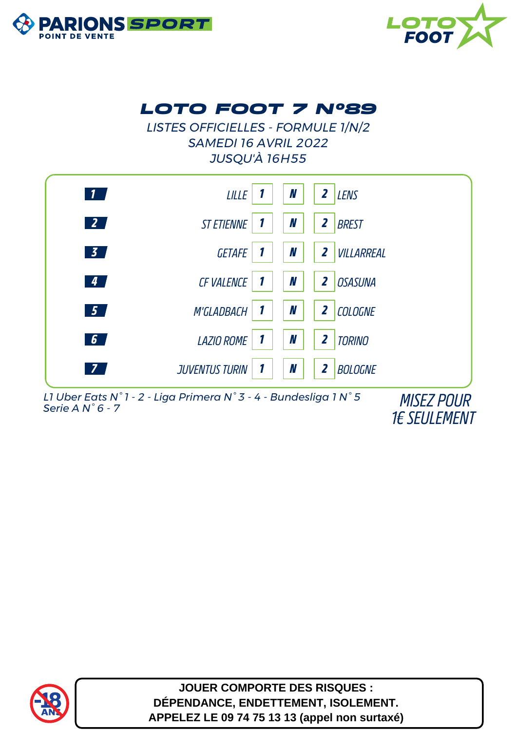PARIONS SPORT POINT DE VENTE

LOTO FOOT

# LOTO FOOT 7 N°89

LISTES OFFICIELLES - FORMULE 1/N/2
SAMEDI 16 AVRIL 2022
JUSQU'À 16H55

| N° | Équipe 1 | 1 | N | 2 | Équipe 2 |
|---|---|---|---|---|---|
| 1 | LILLE | 1 | N | 2 | LENS |
| 2 | ST ETIENNE | 1 | N | 2 | BREST |
| 3 | GETAFE | 1 | N | 2 | VILLARREAL |
| 4 | CF VALENCE | 1 | N | 2 | OSASUNA |
| 5 | M'GLADBACH | 1 | N | 2 | COLOGNE |
| 6 | LAZIO ROME | 1 | N | 2 | TORINO |
| 7 | JUVENTUS TURIN | 1 | N | 2 | BOLOGNE |

L1 Uber Eats N°1 - 2 - Liga Primera N°3 - 4 - Bundesliga 1 N°5
Serie A N°6 - 7

MISEZ POUR
1€ SEULEMENT

-18 ANS

**JOUER COMPORTE DES RISQUES :**
**DÉPENDANCE, ENDETTEMENT, ISOLEMENT.**
**APPELEZ LE 09 74 75 13 13 (appel non surtaxé)**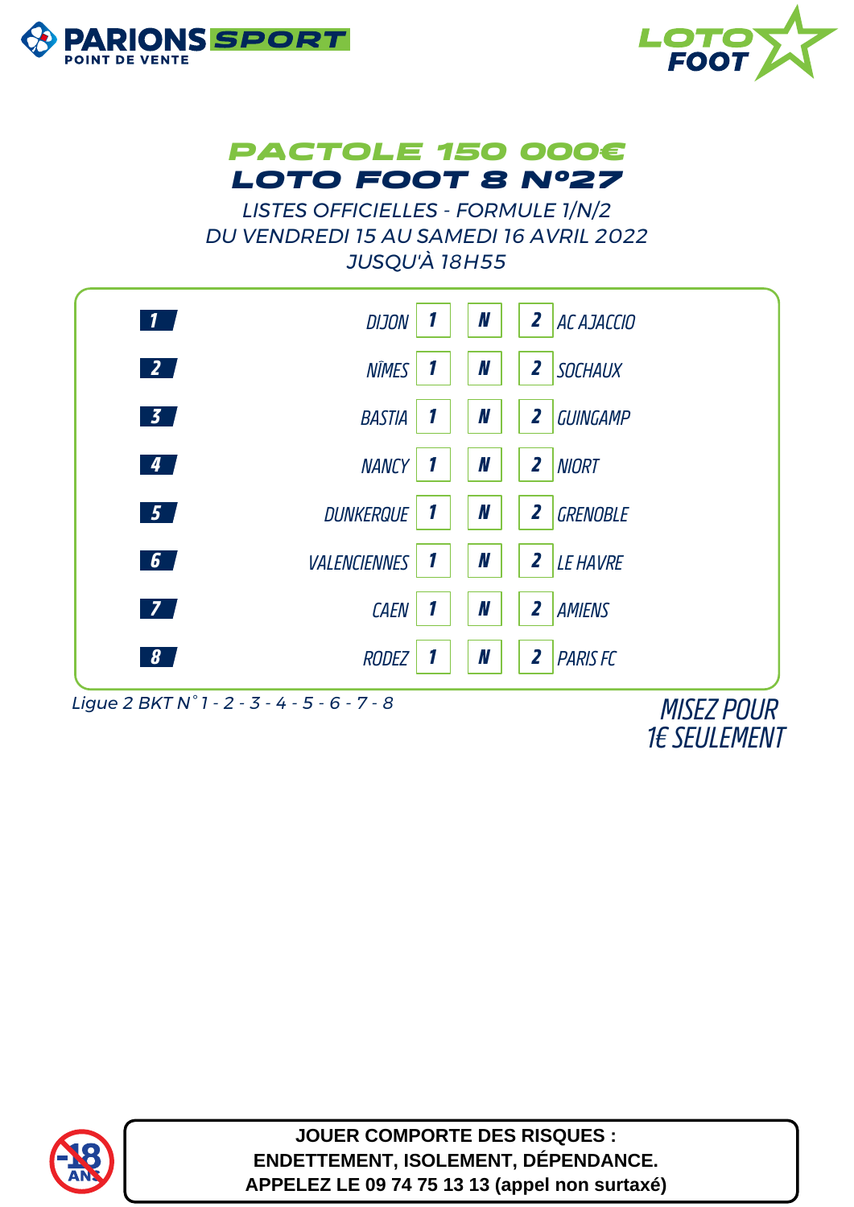PARIONS SPORT
POINT DE VENTE

LOTO FOOT

# PACTOLE 150 000€

# LOTO FOOT 8 N°27

LISTES OFFICIELLES - FORMULE 1/N/2
DU VENDREDI 15 AU SAMEDI 16 AVRIL 2022
JUSQU'À 18H55

| N° | Domicile | 1 | N | 2 | Extérieur |
|---|---|---|---|---|---|
| 1 | DIJON | 1 | N | 2 | AC AJACCIO |
| 2 | NÎMES | 1 | N | 2 | SOCHAUX |
| 3 | BASTIA | 1 | N | 2 | GUINGAMP |
| 4 | NANCY | 1 | N | 2 | NIORT |
| 5 | DUNKERQUE | 1 | N | 2 | GRENOBLE |
| 6 | VALENCIENNES | 1 | N | 2 | LE HAVRE |
| 7 | CAEN | 1 | N | 2 | AMIENS |
| 8 | RODEZ | 1 | N | 2 | PARIS FC |

Ligue 2 BKT N° 1 - 2 - 3 - 4 - 5 - 6 - 7 - 8

MISEZ POUR
1€ SEULEMENT

-18 ANS

**JOUER COMPORTE DES RISQUES :**
**ENDETTEMENT, ISOLEMENT, DÉPENDANCE.**
**APPELEZ LE 09 74 75 13 13 (appel non surtaxé)**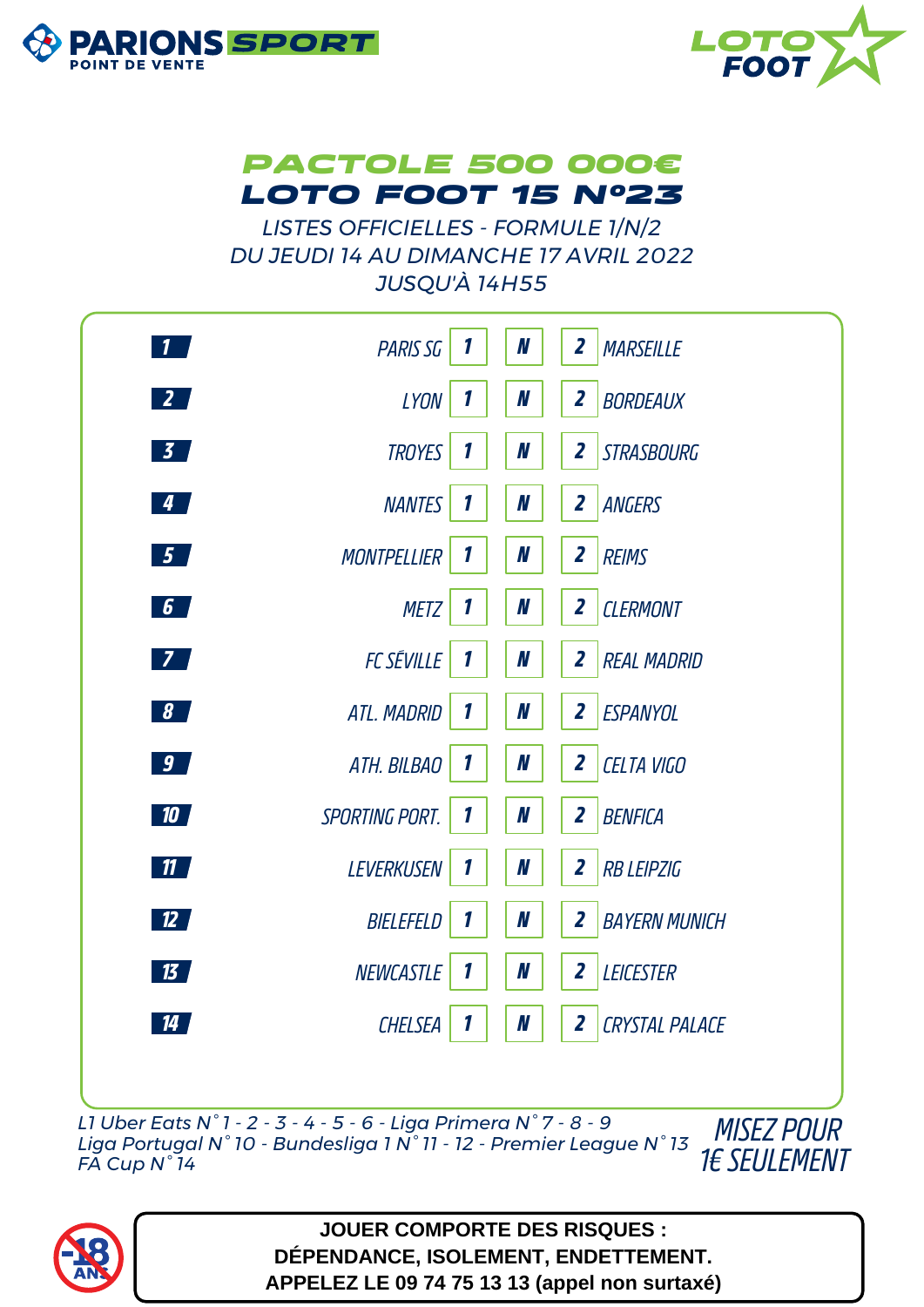PARIONS SPORT
POINT DE VENTE

LOTO FOOT

# PACTOLE 500 000€
# LOTO FOOT 15 N°23

*LISTES OFFICIELLES - FORMULE 1/N/2*
*DU JEUDI 14 AU DIMANCHE 17 AVRIL 2022*
*JUSQU'À 14H55*

| | | | | | |
|---|---|---|---|---|---|
| 1 | PARIS SG | 1 | N | 2 | MARSEILLE |
| 2 | LYON | 1 | N | 2 | BORDEAUX |
| 3 | TROYES | 1 | N | 2 | STRASBOURG |
| 4 | NANTES | 1 | N | 2 | ANGERS |
| 5 | MONTPELLIER | 1 | N | 2 | REIMS |
| 6 | METZ | 1 | N | 2 | CLERMONT |
| 7 | FC SÉVILLE | 1 | N | 2 | REAL MADRID |
| 8 | ATL. MADRID | 1 | N | 2 | ESPANYOL |
| 9 | ATH. BILBAO | 1 | N | 2 | CELTA VIGO |
| 10 | SPORTING PORT. | 1 | N | 2 | BENFICA |
| 11 | LEVERKUSEN | 1 | N | 2 | RB LEIPZIG |
| 12 | BIELEFELD | 1 | N | 2 | BAYERN MUNICH |
| 13 | NEWCASTLE | 1 | N | 2 | LEICESTER |
| 14 | CHELSEA | 1 | N | 2 | CRYSTAL PALACE |

*L1 Uber Eats N°1 - 2 - 3 - 4 - 5 - 6 - Liga Primera N°7 - 8 - 9*
*Liga Portugal N°10 - Bundesliga 1 N°11 - 12 - Premier League N°13*
*FA Cup N°14*

*MISEZ POUR 1€ SEULEMENT*

-18 ANS

**JOUER COMPORTE DES RISQUES :**
**DÉPENDANCE, ISOLEMENT, ENDETTEMENT.**
**APPELEZ LE 09 74 75 13 13 (appel non surtaxé)**